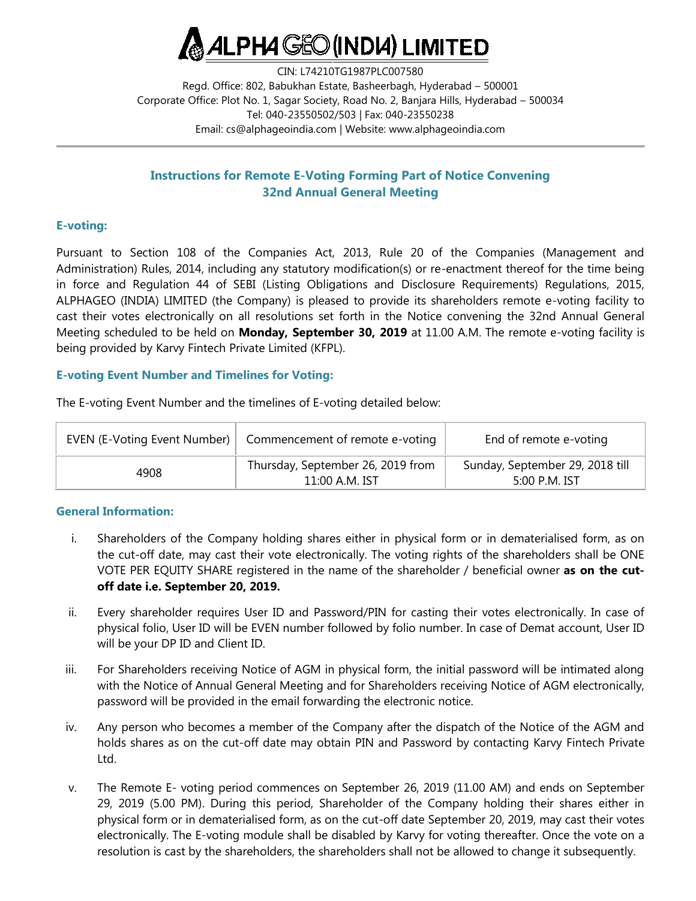# ALPHA GEO (INDIA) LIMITED

CIN: L74210TG1987PLC007580
Regd. Office: 802, Babukhan Estate, Basheerbagh, Hyderabad – 500001
Corporate Office: Plot No. 1, Sagar Society, Road No. 2, Banjara Hills, Hyderabad – 500034
Tel: 040-23550502/503 | Fax: 040-23550238
Email: cs@alphageoindia.com | Website: www.alphageoindia.com

## Instructions for Remote E-Voting Forming Part of Notice Convening 32nd Annual General Meeting

### E-voting:

Pursuant to Section 108 of the Companies Act, 2013, Rule 20 of the Companies (Management and Administration) Rules, 2014, including any statutory modification(s) or re-enactment thereof for the time being in force and Regulation 44 of SEBI (Listing Obligations and Disclosure Requirements) Regulations, 2015, ALPHAGEO (INDIA) LIMITED (the Company) is pleased to provide its shareholders remote e-voting facility to cast their votes electronically on all resolutions set forth in the Notice convening the 32nd Annual General Meeting scheduled to be held on **Monday, September 30, 2019** at 11.00 A.M. The remote e-voting facility is being provided by Karvy Fintech Private Limited (KFPL).

### E-voting Event Number and Timelines for Voting:

The E-voting Event Number and the timelines of E-voting detailed below:

| EVEN (E-Voting Event Number) | Commencement of remote e-voting | End of remote e-voting |
|---|---|---|
| 4908 | Thursday, September 26, 2019 from 11:00 A.M. IST | Sunday, September 29, 2018 till 5:00 P.M. IST |

### General Information:

i. Shareholders of the Company holding shares either in physical form or in dematerialised form, as on the cut-off date, may cast their vote electronically. The voting rights of the shareholders shall be ONE VOTE PER EQUITY SHARE registered in the name of the shareholder / beneficial owner **as on the cut-off date i.e. September 20, 2019.**

ii. Every shareholder requires User ID and Password/PIN for casting their votes electronically. In case of physical folio, User ID will be EVEN number followed by folio number. In case of Demat account, User ID will be your DP ID and Client ID.

iii. For Shareholders receiving Notice of AGM in physical form, the initial password will be intimated along with the Notice of Annual General Meeting and for Shareholders receiving Notice of AGM electronically, password will be provided in the email forwarding the electronic notice.

iv. Any person who becomes a member of the Company after the dispatch of the Notice of the AGM and holds shares as on the cut-off date may obtain PIN and Password by contacting Karvy Fintech Private Ltd.

v. The Remote E- voting period commences on September 26, 2019 (11.00 AM) and ends on September 29, 2019 (5.00 PM). During this period, Shareholder of the Company holding their shares either in physical form or in dematerialised form, as on the cut-off date September 20, 2019, may cast their votes electronically. The E-voting module shall be disabled by Karvy for voting thereafter. Once the vote on a resolution is cast by the shareholders, the shareholders shall not be allowed to change it subsequently.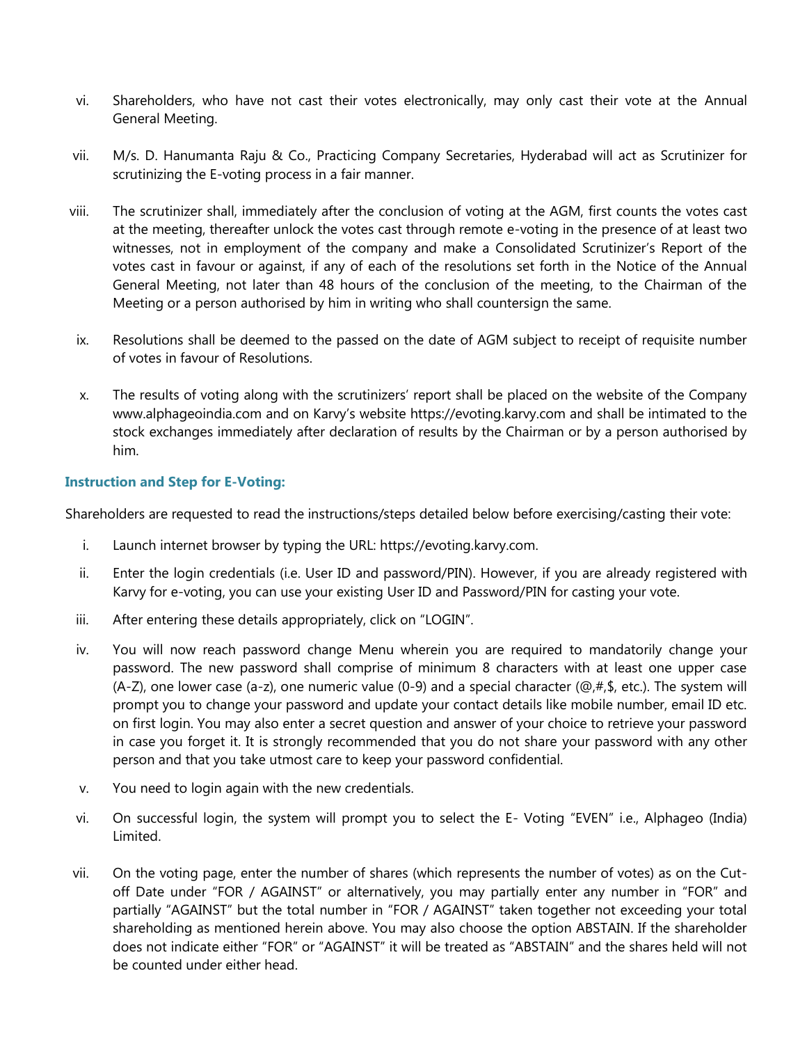vi. Shareholders, who have not cast their votes electronically, may only cast their vote at the Annual General Meeting.

vii. M/s. D. Hanumanta Raju & Co., Practicing Company Secretaries, Hyderabad will act as Scrutinizer for scrutinizing the E-voting process in a fair manner.

viii. The scrutinizer shall, immediately after the conclusion of voting at the AGM, first counts the votes cast at the meeting, thereafter unlock the votes cast through remote e-voting in the presence of at least two witnesses, not in employment of the company and make a Consolidated Scrutinizer's Report of the votes cast in favour or against, if any of each of the resolutions set forth in the Notice of the Annual General Meeting, not later than 48 hours of the conclusion of the meeting, to the Chairman of the Meeting or a person authorised by him in writing who shall countersign the same.

ix. Resolutions shall be deemed to the passed on the date of AGM subject to receipt of requisite number of votes in favour of Resolutions.

x. The results of voting along with the scrutinizers' report shall be placed on the website of the Company www.alphageoindia.com and on Karvy's website https://evoting.karvy.com and shall be intimated to the stock exchanges immediately after declaration of results by the Chairman or by a person authorised by him.

**Instruction and Step for E-Voting:**

Shareholders are requested to read the instructions/steps detailed below before exercising/casting their vote:

i. Launch internet browser by typing the URL: https://evoting.karvy.com.

ii. Enter the login credentials (i.e. User ID and password/PIN). However, if you are already registered with Karvy for e-voting, you can use your existing User ID and Password/PIN for casting your vote.

iii. After entering these details appropriately, click on "LOGIN".

iv. You will now reach password change Menu wherein you are required to mandatorily change your password. The new password shall comprise of minimum 8 characters with at least one upper case (A-Z), one lower case (a-z), one numeric value (0-9) and a special character (@,#,$, etc.). The system will prompt you to change your password and update your contact details like mobile number, email ID etc. on first login. You may also enter a secret question and answer of your choice to retrieve your password in case you forget it. It is strongly recommended that you do not share your password with any other person and that you take utmost care to keep your password confidential.

v. You need to login again with the new credentials.

vi. On successful login, the system will prompt you to select the E- Voting "EVEN" i.e., Alphageo (India) Limited.

vii. On the voting page, enter the number of shares (which represents the number of votes) as on the Cut-off Date under "FOR / AGAINST" or alternatively, you may partially enter any number in "FOR" and partially "AGAINST" but the total number in "FOR / AGAINST" taken together not exceeding your total shareholding as mentioned herein above. You may also choose the option ABSTAIN. If the shareholder does not indicate either "FOR" or "AGAINST" it will be treated as "ABSTAIN" and the shares held will not be counted under either head.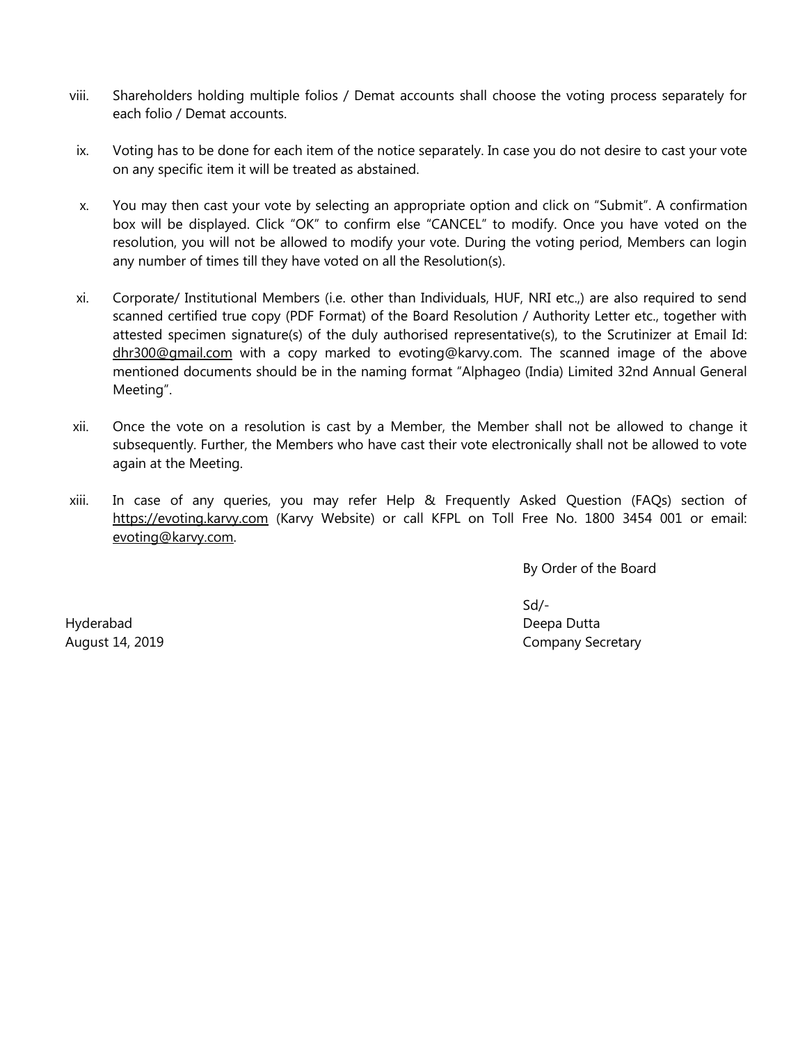viii. Shareholders holding multiple folios / Demat accounts shall choose the voting process separately for each folio / Demat accounts.

ix. Voting has to be done for each item of the notice separately. In case you do not desire to cast your vote on any specific item it will be treated as abstained.

x. You may then cast your vote by selecting an appropriate option and click on "Submit". A confirmation box will be displayed. Click "OK" to confirm else "CANCEL" to modify. Once you have voted on the resolution, you will not be allowed to modify your vote. During the voting period, Members can login any number of times till they have voted on all the Resolution(s).

xi. Corporate/ Institutional Members (i.e. other than Individuals, HUF, NRI etc.,) are also required to send scanned certified true copy (PDF Format) of the Board Resolution / Authority Letter etc., together with attested specimen signature(s) of the duly authorised representative(s), to the Scrutinizer at Email Id: dhr300@gmail.com with a copy marked to evoting@karvy.com. The scanned image of the above mentioned documents should be in the naming format "Alphageo (India) Limited 32nd Annual General Meeting".

xii. Once the vote on a resolution is cast by a Member, the Member shall not be allowed to change it subsequently. Further, the Members who have cast their vote electronically shall not be allowed to vote again at the Meeting.

xiii. In case of any queries, you may refer Help & Frequently Asked Question (FAQs) section of https://evoting.karvy.com (Karvy Website) or call KFPL on Toll Free No. 1800 3454 001 or email: evoting@karvy.com.

By Order of the Board

Sd/-
Deepa Dutta
Company Secretary

Hyderabad
August 14, 2019